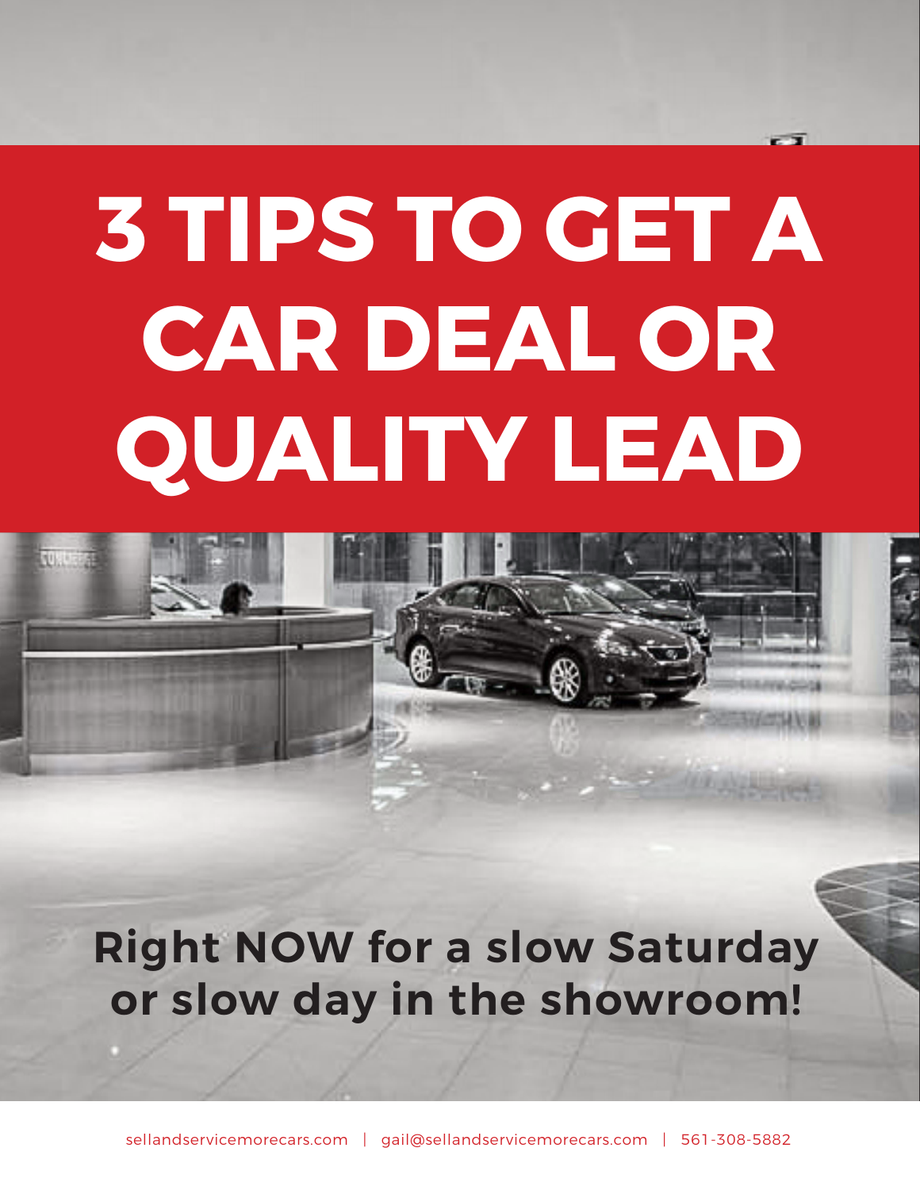# 3 TIPS TO GET A CAR DEAL OR QUALITY LEAD

**Right NOW for a slow Saturday or slow day in the showroom!**

sellandservicemorecars.com | gail@sellandservicemorecars.com | 561-308-5882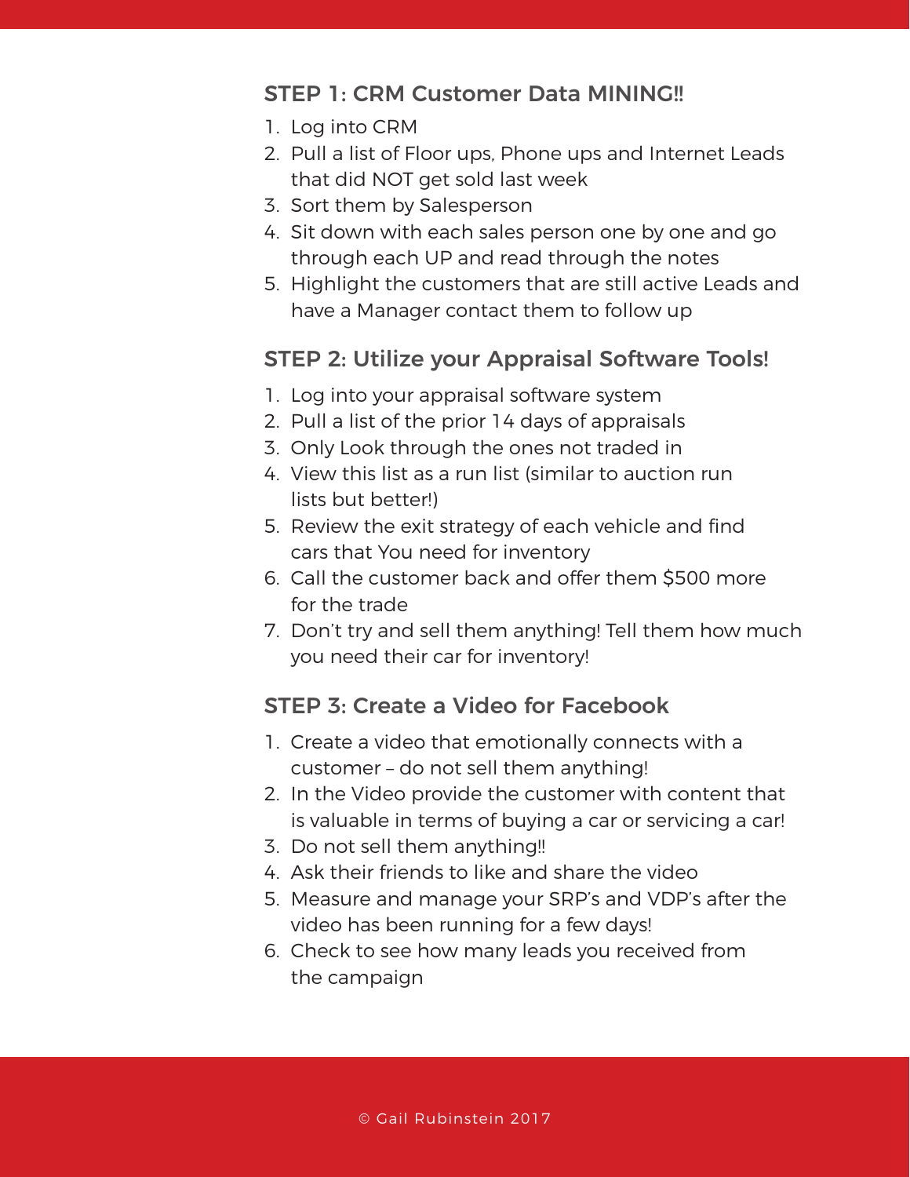## STEP 1: CRM Customer Data MINING!!

1. Log into CRM
2. Pull a list of Floor ups, Phone ups and Internet Leads that did NOT get sold last week
3. Sort them by Salesperson
4. Sit down with each sales person one by one and go through each UP and read through the notes
5. Highlight the customers that are still active Leads and have a Manager contact them to follow up

## STEP 2: Utilize your Appraisal Software Tools!

1. Log into your appraisal software system
2. Pull a list of the prior 14 days of appraisals
3. Only Look through the ones not traded in
4. View this list as a run list (similar to auction run lists but better!)
5. Review the exit strategy of each vehicle and find cars that You need for inventory
6. Call the customer back and offer them $500 more for the trade
7. Don't try and sell them anything! Tell them how much you need their car for inventory!

## STEP 3: Create a Video for Facebook

1. Create a video that emotionally connects with a customer – do not sell them anything!
2. In the Video provide the customer with content that is valuable in terms of buying a car or servicing a car!
3. Do not sell them anything!!
4. Ask their friends to like and share the video
5. Measure and manage your SRP's and VDP's after the video has been running for a few days!
6. Check to see how many leads you received from the campaign